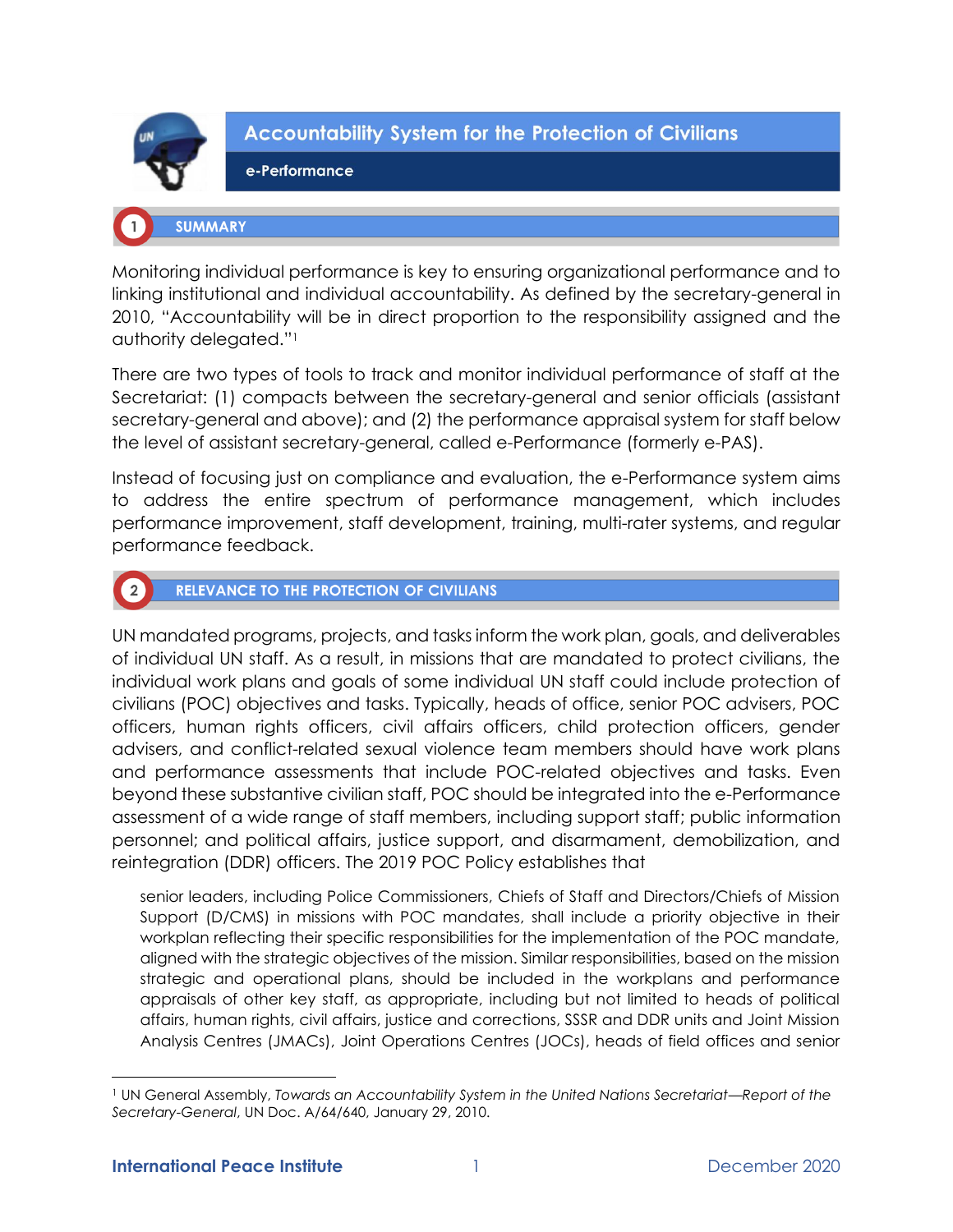# Accountability System for the Protection of Civilians

## e-Performance

## 1 SUMMARY

Monitoring individual performance is key to ensuring organizational performance and to linking institutional and individual accountability. As defined by the secretary-general in 2010, "Accountability will be in direct proportion to the responsibility assigned and the authority delegated."[1]

There are two types of tools to track and monitor individual performance of staff at the Secretariat: (1) compacts between the secretary-general and senior officials (assistant secretary-general and above); and (2) the performance appraisal system for staff below the level of assistant secretary-general, called e-Performance (formerly e-PAS).

Instead of focusing just on compliance and evaluation, the e-Performance system aims to address the entire spectrum of performance management, which includes performance improvement, staff development, training, multi-rater systems, and regular performance feedback.

## 2 RELEVANCE TO THE PROTECTION OF CIVILIANS

UN mandated programs, projects, and tasks inform the work plan, goals, and deliverables of individual UN staff. As a result, in missions that are mandated to protect civilians, the individual work plans and goals of some individual UN staff could include protection of civilians (POC) objectives and tasks. Typically, heads of office, senior POC advisers, POC officers, human rights officers, civil affairs officers, child protection officers, gender advisers, and conflict-related sexual violence team members should have work plans and performance assessments that include POC-related objectives and tasks. Even beyond these substantive civilian staff, POC should be integrated into the e-Performance assessment of a wide range of staff members, including support staff; public information personnel; and political affairs, justice support, and disarmament, demobilization, and reintegration (DDR) officers. The 2019 POC Policy establishes that

> senior leaders, including Police Commissioners, Chiefs of Staff and Directors/Chiefs of Mission Support (D/CMS) in missions with POC mandates, shall include a priority objective in their workplan reflecting their specific responsibilities for the implementation of the POC mandate, aligned with the strategic objectives of the mission. Similar responsibilities, based on the mission strategic and operational plans, should be included in the workplans and performance appraisals of other key staff, as appropriate, including but not limited to heads of political affairs, human rights, civil affairs, justice and corrections, SSSR and DDR units and Joint Mission Analysis Centres (JMACs), Joint Operations Centres (JOCs), heads of field offices and senior

---

[1] UN General Assembly, *Towards an Accountability System in the United Nations Secretariat—Report of the Secretary-General*, UN Doc. A/64/640, January 29, 2010.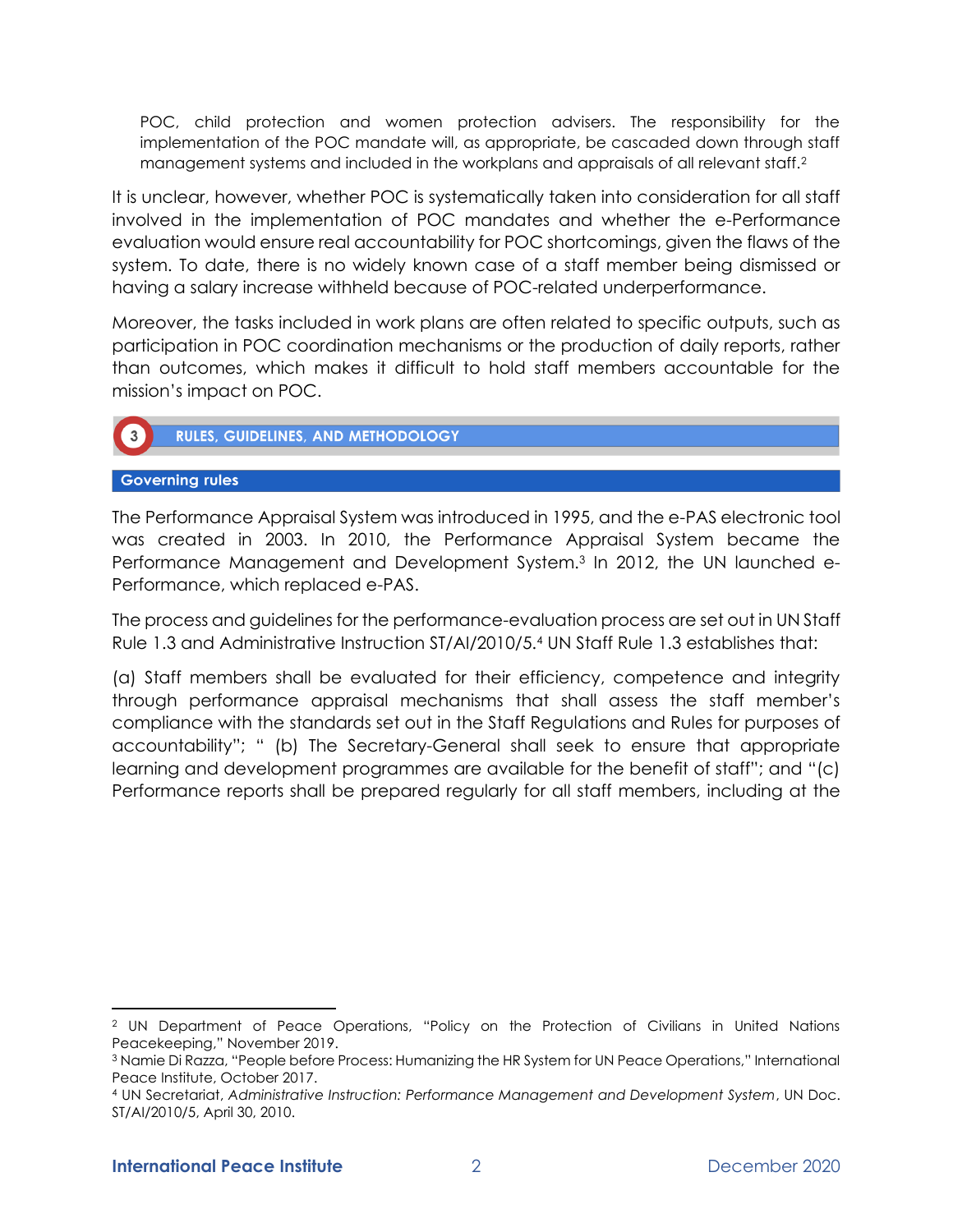> POC, child protection and women protection advisers. The responsibility for the implementation of the POC mandate will, as appropriate, be cascaded down through staff management systems and included in the workplans and appraisals of all relevant staff.[2]

It is unclear, however, whether POC is systematically taken into consideration for all staff involved in the implementation of POC mandates and whether the e-Performance evaluation would ensure real accountability for POC shortcomings, given the flaws of the system. To date, there is no widely known case of a staff member being dismissed or having a salary increase withheld because of POC-related underperformance.

Moreover, the tasks included in work plans are often related to specific outputs, such as participation in POC coordination mechanisms or the production of daily reports, rather than outcomes, which makes it difficult to hold staff members accountable for the mission's impact on POC.

## 3 RULES, GUIDELINES, AND METHODOLOGY

### Governing rules

The Performance Appraisal System was introduced in 1995, and the e-PAS electronic tool was created in 2003. In 2010, the Performance Appraisal System became the Performance Management and Development System.[3] In 2012, the UN launched e-Performance, which replaced e-PAS.

The process and guidelines for the performance-evaluation process are set out in UN Staff Rule 1.3 and Administrative Instruction ST/AI/2010/5.[4] UN Staff Rule 1.3 establishes that:

(a) Staff members shall be evaluated for their efficiency, competence and integrity through performance appraisal mechanisms that shall assess the staff member's compliance with the standards set out in the Staff Regulations and Rules for purposes of accountability"; " (b) The Secretary-General shall seek to ensure that appropriate learning and development programmes are available for the benefit of staff"; and "(c) Performance reports shall be prepared regularly for all staff members, including at the

---

[2] UN Department of Peace Operations, "Policy on the Protection of Civilians in United Nations Peacekeeping," November 2019.

[3] Namie Di Razza, "People before Process: Humanizing the HR System for UN Peace Operations," International Peace Institute, October 2017.

[4] UN Secretariat, *Administrative Instruction: Performance Management and Development System*, UN Doc. ST/AI/2010/5, April 30, 2010.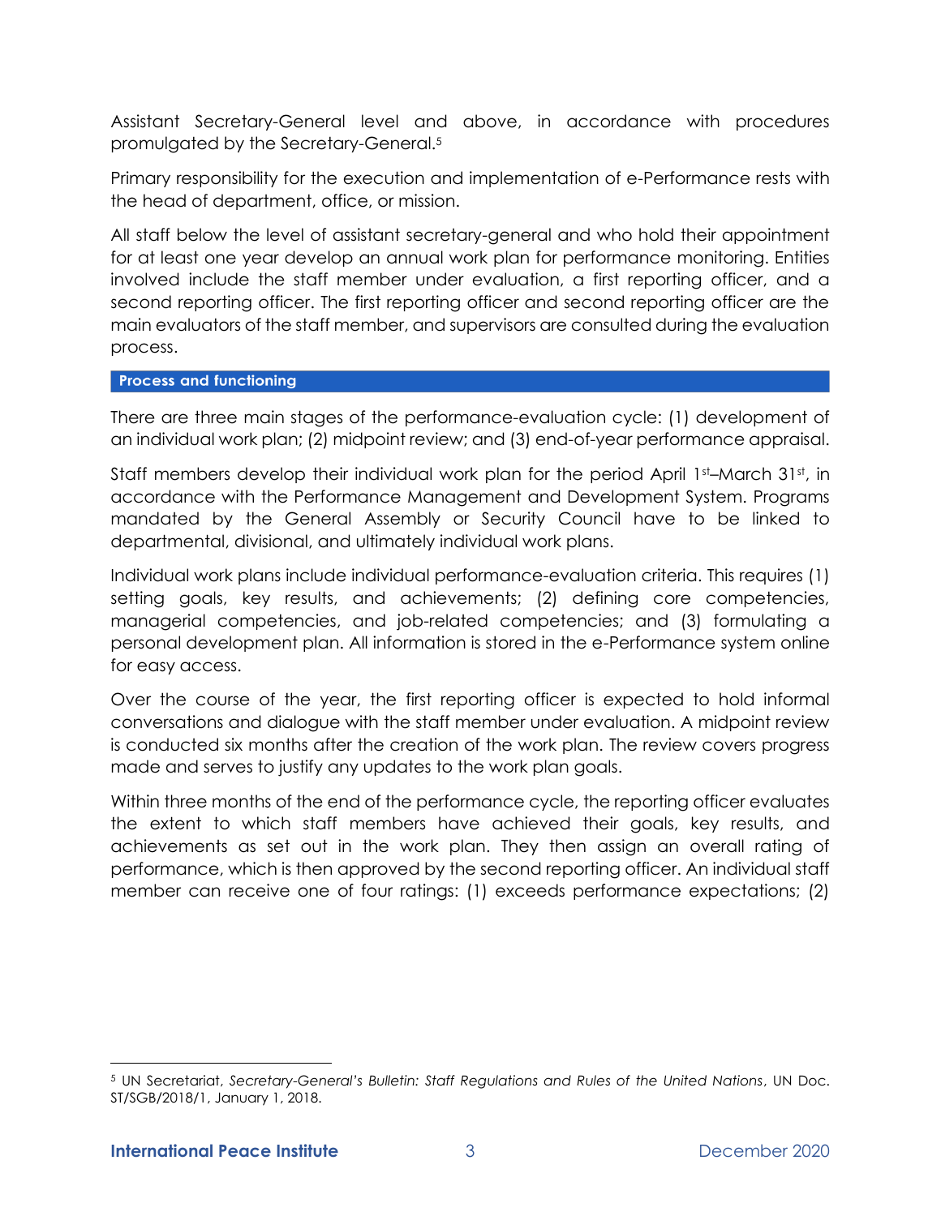Assistant Secretary-General level and above, in accordance with procedures promulgated by the Secretary-General.[5]

Primary responsibility for the execution and implementation of e-Performance rests with the head of department, office, or mission.

All staff below the level of assistant secretary-general and who hold their appointment for at least one year develop an annual work plan for performance monitoring. Entities involved include the staff member under evaluation, a first reporting officer, and a second reporting officer. The first reporting officer and second reporting officer are the main evaluators of the staff member, and supervisors are consulted during the evaluation process.

## Process and functioning

There are three main stages of the performance-evaluation cycle: (1) development of an individual work plan; (2) midpoint review; and (3) end-of-year performance appraisal.

Staff members develop their individual work plan for the period April 1st–March 31st, in accordance with the Performance Management and Development System. Programs mandated by the General Assembly or Security Council have to be linked to departmental, divisional, and ultimately individual work plans.

Individual work plans include individual performance-evaluation criteria. This requires (1) setting goals, key results, and achievements; (2) defining core competencies, managerial competencies, and job-related competencies; and (3) formulating a personal development plan. All information is stored in the e-Performance system online for easy access.

Over the course of the year, the first reporting officer is expected to hold informal conversations and dialogue with the staff member under evaluation. A midpoint review is conducted six months after the creation of the work plan. The review covers progress made and serves to justify any updates to the work plan goals.

Within three months of the end of the performance cycle, the reporting officer evaluates the extent to which staff members have achieved their goals, key results, and achievements as set out in the work plan. They then assign an overall rating of performance, which is then approved by the second reporting officer. An individual staff member can receive one of four ratings: (1) exceeds performance expectations; (2)

---

[5] UN Secretariat, *Secretary-General's Bulletin: Staff Regulations and Rules of the United Nations*, UN Doc. ST/SGB/2018/1, January 1, 2018.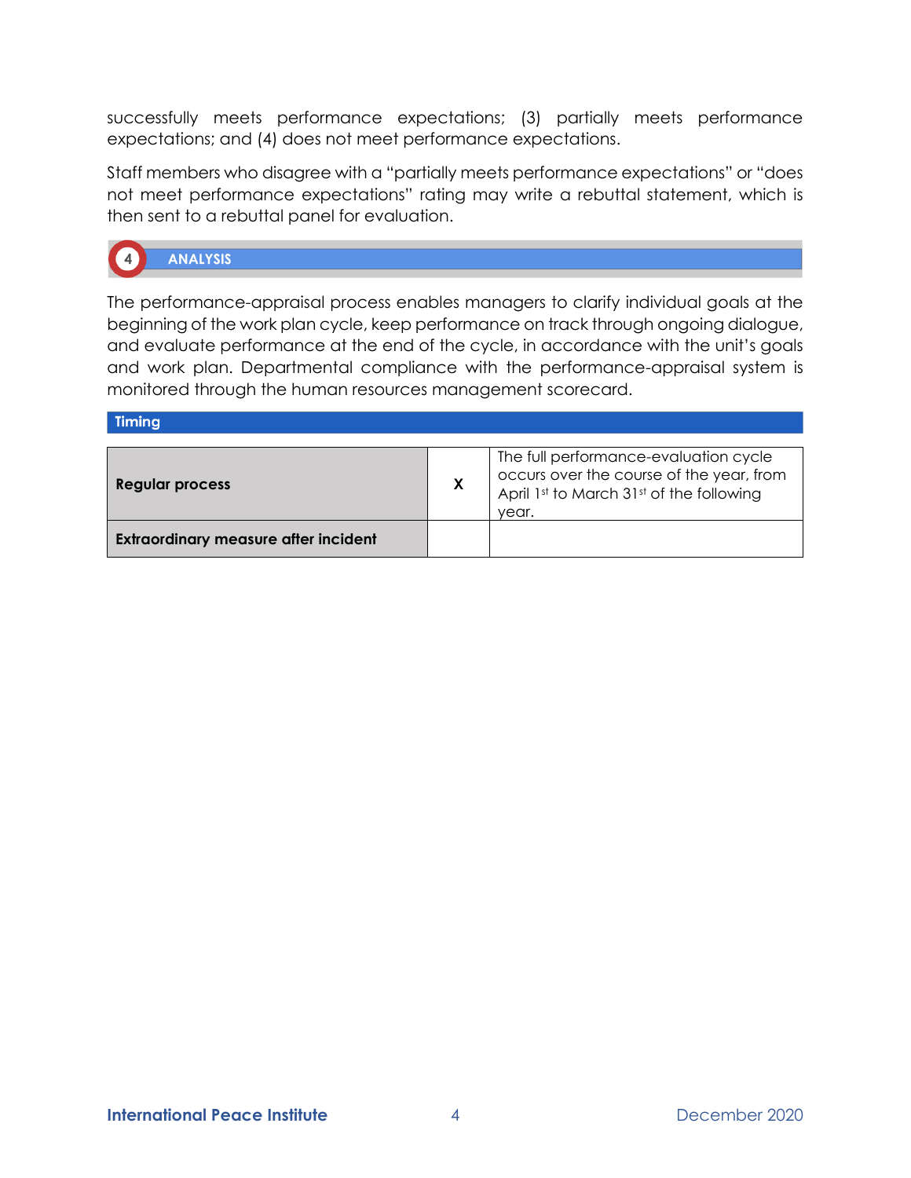successfully meets performance expectations; (3) partially meets performance expectations; and (4) does not meet performance expectations.

Staff members who disagree with a "partially meets performance expectations" or "does not meet performance expectations" rating may write a rebuttal statement, which is then sent to a rebuttal panel for evaluation.

## 4 ANALYSIS

The performance-appraisal process enables managers to clarify individual goals at the beginning of the work plan cycle, keep performance on track through ongoing dialogue, and evaluate performance at the end of the cycle, in accordance with the unit's goals and work plan. Departmental compliance with the performance-appraisal system is monitored through the human resources management scorecard.

### Timing

| | | |
|---|---|---|
| **Regular process** | **X** | The full performance-evaluation cycle occurs over the course of the year, from April 1st to March 31st of the following year. |
| **Extraordinary measure after incident** | | |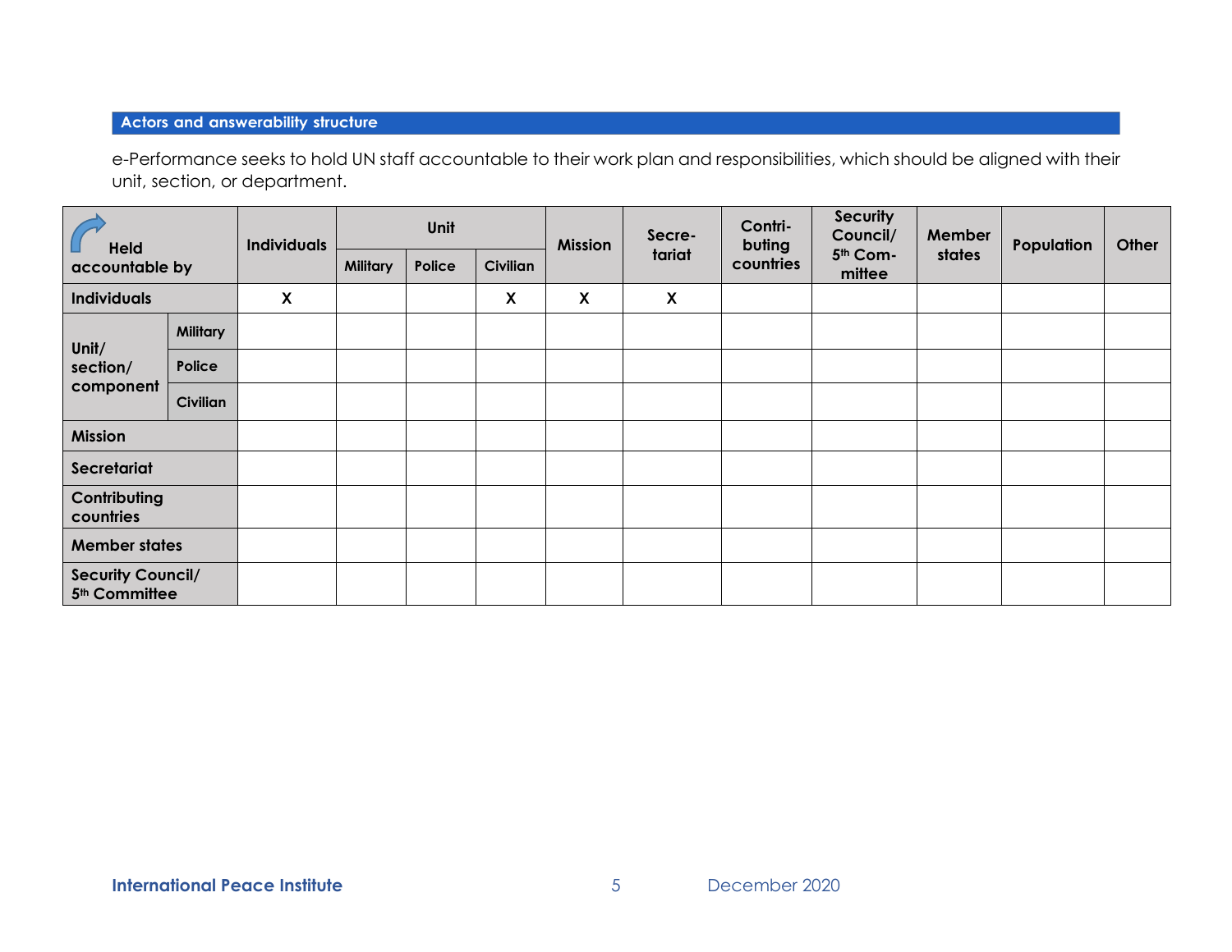## Actors and answerability structure

e-Performance seeks to hold UN staff accountable to their work plan and responsibilities, which should be aligned with their unit, section, or department.

| Held accountable by | | Individuals | Unit | | | Mission | Secre-tariat | Contri-buting countries | Security Council/ 5th Com-mittee | Member states | Population | Other |
|---|---|---|---|---|---|---|---|---|---|---|---|---|
| | | | Military | Police | Civilian | | | | | | | |
| Individuals | | X | | | X | X | X | | | | | |
| Unit/ section/ component | Military | | | | | | | | | | | |
| | Police | | | | | | | | | | | |
| | Civilian | | | | | | | | | | | |
| Mission | | | | | | | | | | | | |
| Secretariat | | | | | | | | | | | | |
| Contributing countries | | | | | | | | | | | | |
| Member states | | | | | | | | | | | | |
| Security Council/ 5th Committee | | | | | | | | | | | | |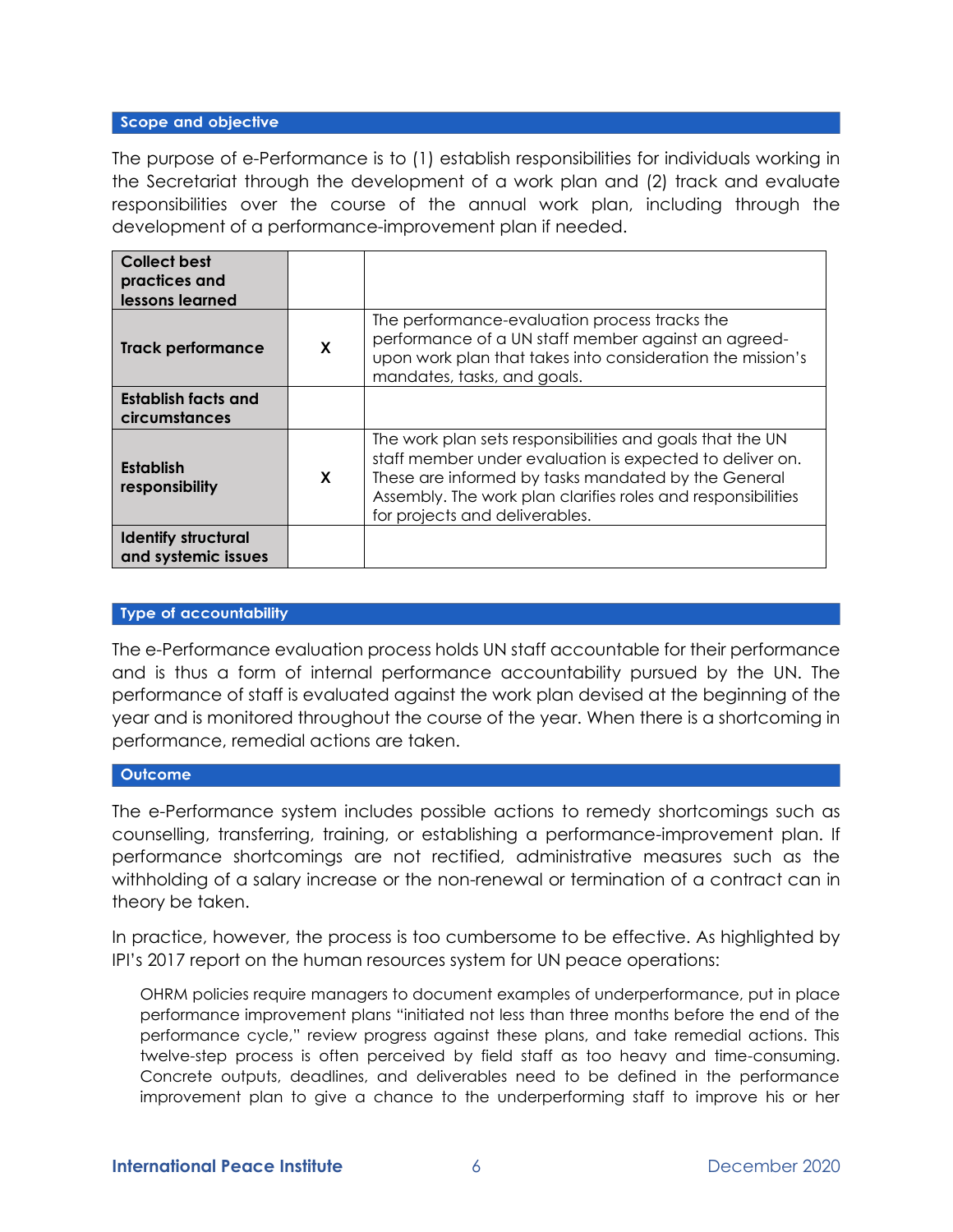### Scope and objective

The purpose of e-Performance is to (1) establish responsibilities for individuals working in the Secretariat through the development of a work plan and (2) track and evaluate responsibilities over the course of the annual work plan, including through the development of a performance-improvement plan if needed.

| | | |
|---|---|---|
| **Collect best practices and lessons learned** | | |
| **Track performance** | **X** | The performance-evaluation process tracks the performance of a UN staff member against an agreed-upon work plan that takes into consideration the mission's mandates, tasks, and goals. |
| **Establish facts and circumstances** | | |
| **Establish responsibility** | **X** | The work plan sets responsibilities and goals that the UN staff member under evaluation is expected to deliver on. These are informed by tasks mandated by the General Assembly. The work plan clarifies roles and responsibilities for projects and deliverables. |
| **Identify structural and systemic issues** | | |

### Type of accountability

The e-Performance evaluation process holds UN staff accountable for their performance and is thus a form of internal performance accountability pursued by the UN. The performance of staff is evaluated against the work plan devised at the beginning of the year and is monitored throughout the course of the year. When there is a shortcoming in performance, remedial actions are taken.

### Outcome

The e-Performance system includes possible actions to remedy shortcomings such as counselling, transferring, training, or establishing a performance-improvement plan. If performance shortcomings are not rectified, administrative measures such as the withholding of a salary increase or the non-renewal or termination of a contract can in theory be taken.

In practice, however, the process is too cumbersome to be effective. As highlighted by IPI's 2017 report on the human resources system for UN peace operations:

> OHRM policies require managers to document examples of underperformance, put in place performance improvement plans "initiated not less than three months before the end of the performance cycle," review progress against these plans, and take remedial actions. This twelve-step process is often perceived by field staff as too heavy and time-consuming. Concrete outputs, deadlines, and deliverables need to be defined in the performance improvement plan to give a chance to the underperforming staff to improve his or her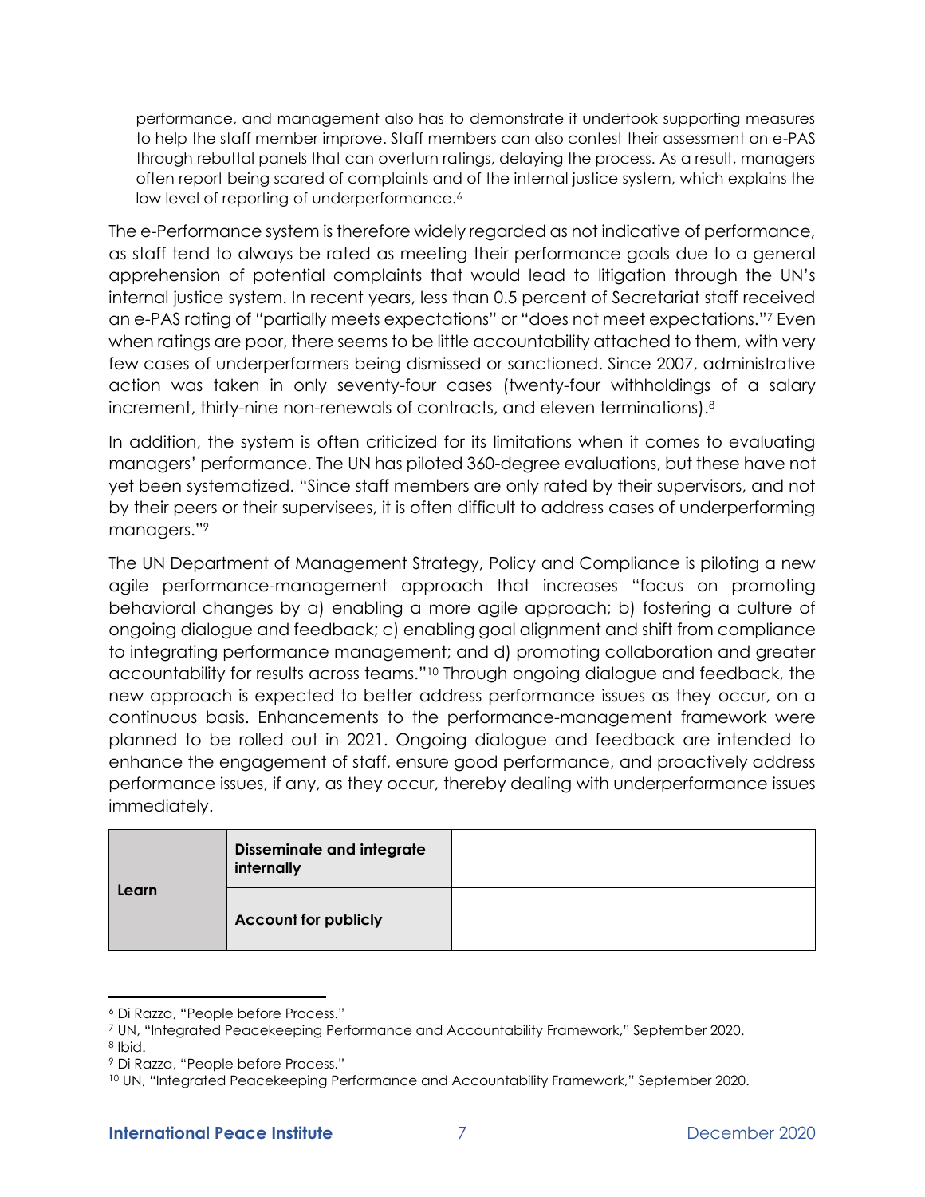performance, and management also has to demonstrate it undertook supporting measures to help the staff member improve. Staff members can also contest their assessment on e-PAS through rebuttal panels that can overturn ratings, delaying the process. As a result, managers often report being scared of complaints and of the internal justice system, which explains the low level of reporting of underperformance.[6]

The e-Performance system is therefore widely regarded as not indicative of performance, as staff tend to always be rated as meeting their performance goals due to a general apprehension of potential complaints that would lead to litigation through the UN's internal justice system. In recent years, less than 0.5 percent of Secretariat staff received an e-PAS rating of "partially meets expectations" or "does not meet expectations."[7] Even when ratings are poor, there seems to be little accountability attached to them, with very few cases of underperformers being dismissed or sanctioned. Since 2007, administrative action was taken in only seventy-four cases (twenty-four withholdings of a salary increment, thirty-nine non-renewals of contracts, and eleven terminations).[8]

In addition, the system is often criticized for its limitations when it comes to evaluating managers' performance. The UN has piloted 360-degree evaluations, but these have not yet been systematized. "Since staff members are only rated by their supervisors, and not by their peers or their supervisees, it is often difficult to address cases of underperforming managers."[9]

The UN Department of Management Strategy, Policy and Compliance is piloting a new agile performance-management approach that increases "focus on promoting behavioral changes by a) enabling a more agile approach; b) fostering a culture of ongoing dialogue and feedback; c) enabling goal alignment and shift from compliance to integrating performance management; and d) promoting collaboration and greater accountability for results across teams."[10] Through ongoing dialogue and feedback, the new approach is expected to better address performance issues as they occur, on a continuous basis. Enhancements to the performance-management framework were planned to be rolled out in 2021. Ongoing dialogue and feedback are intended to enhance the engagement of staff, ensure good performance, and proactively address performance issues, if any, as they occur, thereby dealing with underperformance issues immediately.

| | | | |
|---|---|---|---|
| **Learn** | **Disseminate and integrate internally** | | |
| | **Account for publicly** | | |

[6] Di Razza, "People before Process."

[7] UN, "Integrated Peacekeeping Performance and Accountability Framework," September 2020.

[8] Ibid.

[9] Di Razza, "People before Process."

[10] UN, "Integrated Peacekeeping Performance and Accountability Framework," September 2020.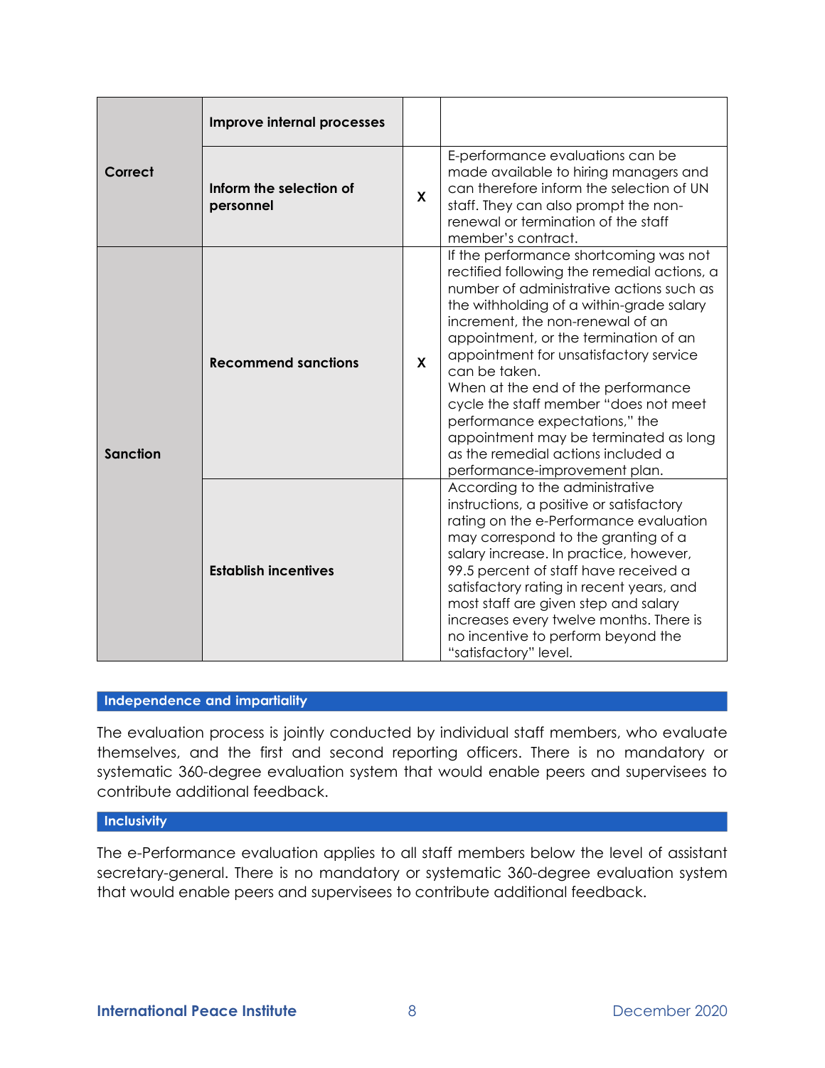| | | | |
|---|---|---|---|
| **Correct** | **Improve internal processes** | | |
| | **Inform the selection of personnel** | X | E-performance evaluations can be made available to hiring managers and can therefore inform the selection of UN staff. They can also prompt the non-renewal or termination of the staff member's contract. |
| **Sanction** | **Recommend sanctions** | X | If the performance shortcoming was not rectified following the remedial actions, a number of administrative actions such as the withholding of a within-grade salary increment, the non-renewal of an appointment, or the termination of an appointment for unsatisfactory service can be taken.<br>When at the end of the performance cycle the staff member "does not meet performance expectations," the appointment may be terminated as long as the remedial actions included a performance-improvement plan. |
| | **Establish incentives** | | According to the administrative instructions, a positive or satisfactory rating on the e-Performance evaluation may correspond to the granting of a salary increase. In practice, however, 99.5 percent of staff have received a satisfactory rating in recent years, and most staff are given step and salary increases every twelve months. There is no incentive to perform beyond the "satisfactory" level. |

## Independence and impartiality

The evaluation process is jointly conducted by individual staff members, who evaluate themselves, and the first and second reporting officers. There is no mandatory or systematic 360-degree evaluation system that would enable peers and supervisees to contribute additional feedback.

## Inclusivity

The e-Performance evaluation applies to all staff members below the level of assistant secretary-general. There is no mandatory or systematic 360-degree evaluation system that would enable peers and supervisees to contribute additional feedback.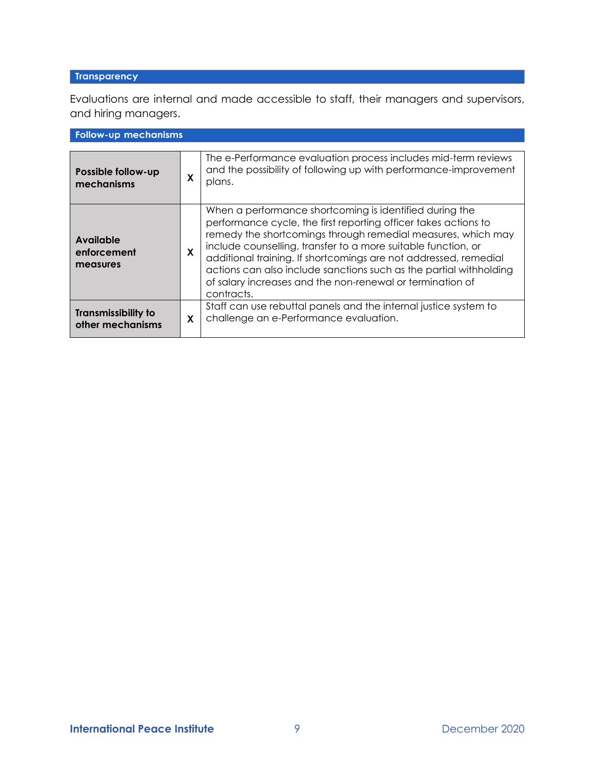## Transparency

Evaluations are internal and made accessible to staff, their managers and supervisors, and hiring managers.

## Follow-up mechanisms

| | | |
|---|---|---|
| **Possible follow-up mechanisms** | **X** | The e-Performance evaluation process includes mid-term reviews and the possibility of following up with performance-improvement plans. |
| **Available enforcement measures** | **X** | When a performance shortcoming is identified during the performance cycle, the first reporting officer takes actions to remedy the shortcomings through remedial measures, which may include counselling, transfer to a more suitable function, or additional training. If shortcomings are not addressed, remedial actions can also include sanctions such as the partial withholding of salary increases and the non-renewal or termination of contracts. |
| **Transmissibility to other mechanisms** | **X** | Staff can use rebuttal panels and the internal justice system to challenge an e-Performance evaluation. |